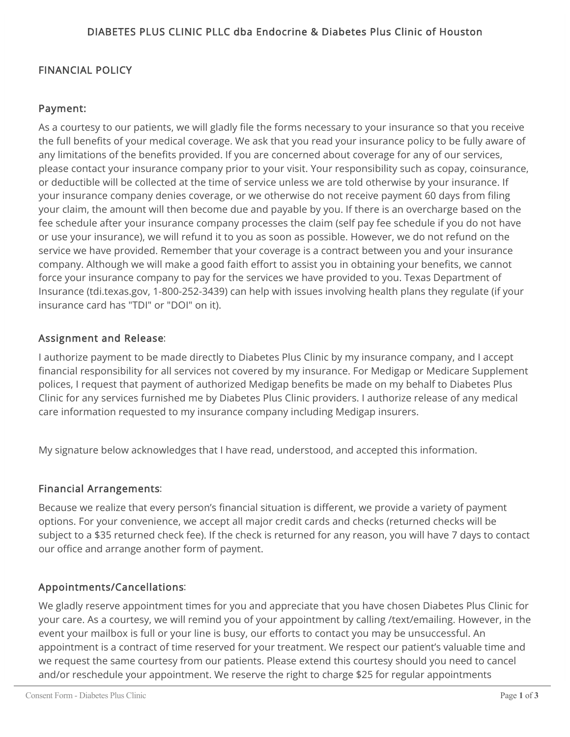DIABETES PLUS CLINIC PLLC dba Endocrine & Diabetes Plus Clinic of Houston

## FINANCIAL POLICY

### Payment:

As a courtesy to our patients, we will gladly file the forms necessary to your insurance so that you receive the full benefits of your medical coverage. We ask that you read your insurance policy to be fully aware of any limitations of the benefits provided. If you are concerned about coverage for any of our services, please contact your insurance company prior to your visit. Your responsibility such as copay, coinsurance, or deductible will be collected at the time of service unless we are told otherwise by your insurance. If your insurance company denies coverage, or we otherwise do not receive payment 60 days from filing your claim, the amount will then become due and payable by you. If there is an overcharge based on the fee schedule after your insurance company processes the claim (self pay fee schedule if you do not have or use your insurance), we will refund it to you as soon as possible. However, we do not refund on the service we have provided. Remember that your coverage is a contract between you and your insurance company. Although we will make a good faith effort to assist you in obtaining your benefits, we cannot force your insurance company to pay for the services we have provided to you. Texas Department of Insurance (tdi.texas.gov, 1-800-252-3439) can help with issues involving health plans they regulate (if your insurance card has "TDI" or "DOI" on it).

### Assignment and Release:

I authorize payment to be made directly to Diabetes Plus Clinic by my insurance company, and I accept financial responsibility for all services not covered by my insurance. For Medigap or Medicare Supplement polices, I request that payment of authorized Medigap benefits be made on my behalf to Diabetes Plus Clinic for any services furnished me by Diabetes Plus Clinic providers. I authorize release of any medical care information requested to my insurance company including Medigap insurers.

My signature below acknowledges that I have read, understood, and accepted this information.

### Financial Arrangements:

Because we realize that every person's financial situation is different, we provide a variety of payment options. For your convenience, we accept all major credit cards and checks (returned checks will be subject to a $35 returned check fee). If the check is returned for any reason, you will have 7 days to contact our office and arrange another form of payment.

### Appointments/Cancellations:

We gladly reserve appointment times for you and appreciate that you have chosen Diabetes Plus Clinic for your care. As a courtesy, we will remind you of your appointment by calling /text/emailing. However, in the event your mailbox is full or your line is busy, our efforts to contact you may be unsuccessful. An appointment is a contract of time reserved for your treatment. We respect our patient's valuable time and we request the same courtesy from our patients. Please extend this courtesy should you need to cancel and/or reschedule your appointment. We reserve the right to charge $25 for regular appointments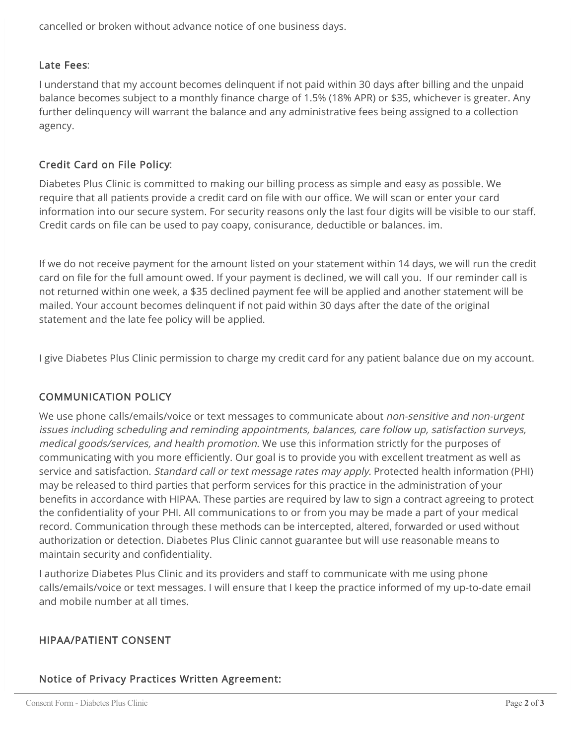cancelled or broken without advance notice of one business days.

### Late Fees:

I understand that my account becomes delinquent if not paid within 30 days after billing and the unpaid balance becomes subject to a monthly finance charge of 1.5% (18% APR) or $35, whichever is greater. Any further delinquency will warrant the balance and any administrative fees being assigned to a collection agency.

### Credit Card on File Policy:

Diabetes Plus Clinic is committed to making our billing process as simple and easy as possible. We require that all patients provide a credit card on file with our office. We will scan or enter your card information into our secure system. For security reasons only the last four digits will be visible to our staff. Credit cards on file can be used to pay coapy, conisurance, deductible or balances. im.

If we do not receive payment for the amount listed on your statement within 14 days, we will run the credit card on file for the full amount owed. If your payment is declined, we will call you. If our reminder call is not returned within one week, a $35 declined payment fee will be applied and another statement will be mailed. Your account becomes delinquent if not paid within 30 days after the date of the original statement and the late fee policy will be applied.

I give Diabetes Plus Clinic permission to charge my credit card for any patient balance due on my account.

## COMMUNICATION POLICY

We use phone calls/emails/voice or text messages to communicate about *non-sensitive and non-urgent issues including scheduling and reminding appointments, balances, care follow up, satisfaction surveys, medical goods/services, and health promotion.* We use this information strictly for the purposes of communicating with you more efficiently. Our goal is to provide you with excellent treatment as well as service and satisfaction. *Standard call or text message rates may apply.* Protected health information (PHI) may be released to third parties that perform services for this practice in the administration of your benefits in accordance with HIPAA. These parties are required by law to sign a contract agreeing to protect the confidentiality of your PHI. All communications to or from you may be made a part of your medical record. Communication through these methods can be intercepted, altered, forwarded or used without authorization or detection. Diabetes Plus Clinic cannot guarantee but will use reasonable means to maintain security and confidentiality.

I authorize Diabetes Plus Clinic and its providers and staff to communicate with me using phone calls/emails/voice or text messages. I will ensure that I keep the practice informed of my up-to-date email and mobile number at all times.

## HIPAA/PATIENT CONSENT

### Notice of Privacy Practices Written Agreement: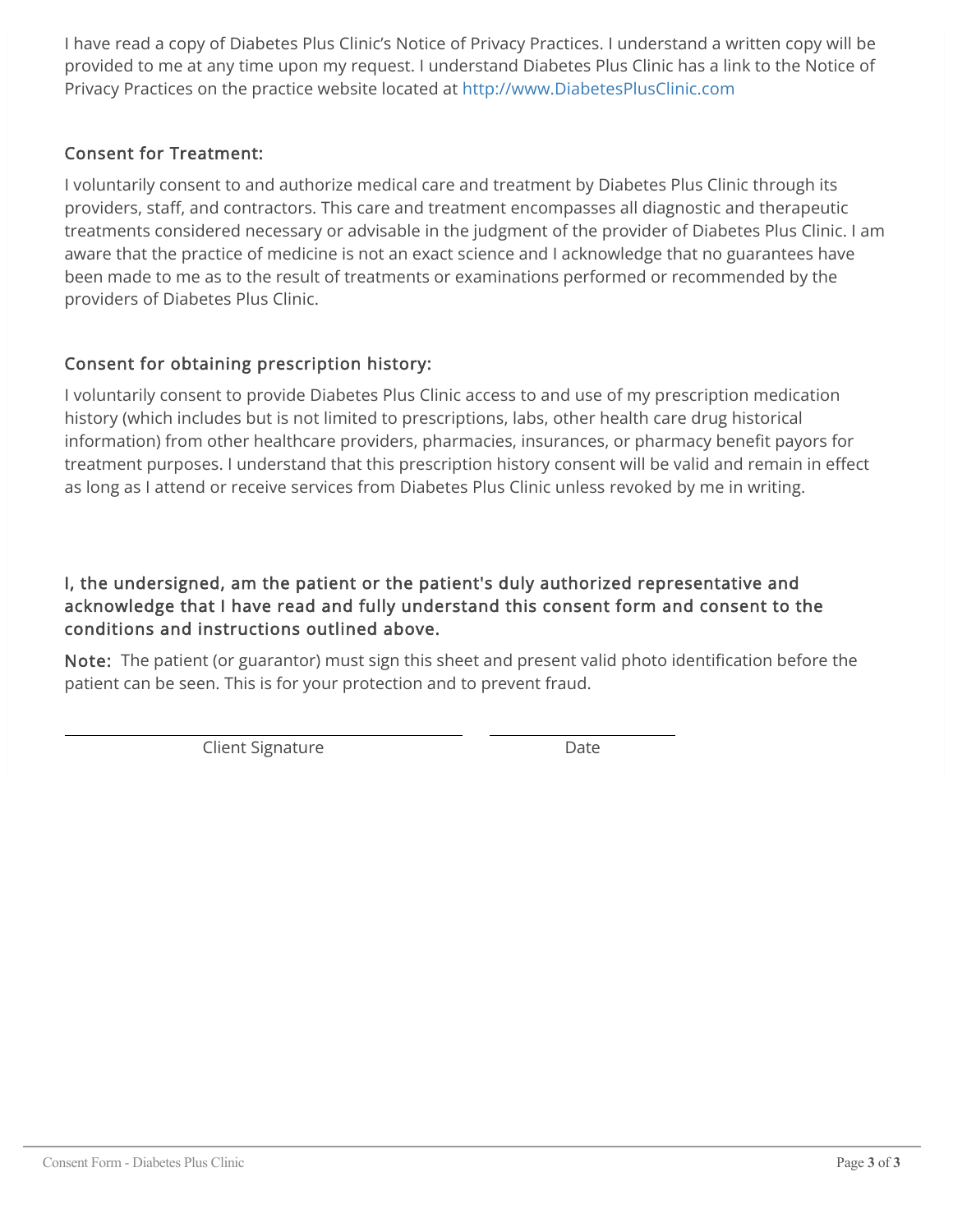I have read a copy of Diabetes Plus Clinic's Notice of Privacy Practices. I understand a written copy will be provided to me at any time upon my request. I understand Diabetes Plus Clinic has a link to the Notice of Privacy Practices on the practice website located at http://www.DiabetesPlusClinic.com

### Consent for Treatment:

I voluntarily consent to and authorize medical care and treatment by Diabetes Plus Clinic through its providers, staff, and contractors. This care and treatment encompasses all diagnostic and therapeutic treatments considered necessary or advisable in the judgment of the provider of Diabetes Plus Clinic. I am aware that the practice of medicine is not an exact science and I acknowledge that no guarantees have been made to me as to the result of treatments or examinations performed or recommended by the providers of Diabetes Plus Clinic.

### Consent for obtaining prescription history:

I voluntarily consent to provide Diabetes Plus Clinic access to and use of my prescription medication history (which includes but is not limited to prescriptions, labs, other health care drug historical information) from other healthcare providers, pharmacies, insurances, or pharmacy benefit payors for treatment purposes. I understand that this prescription history consent will be valid and remain in effect as long as I attend or receive services from Diabetes Plus Clinic unless revoked by me in writing.

**I, the undersigned, am the patient or the patient's duly authorized representative and acknowledge that I have read and fully understand this consent form and consent to the conditions and instructions outlined above.**

**Note:** The patient (or guarantor) must sign this sheet and present valid photo identification before the patient can be seen. This is for your protection and to prevent fraud.

_______________________________ Client Signature

_______________ Date